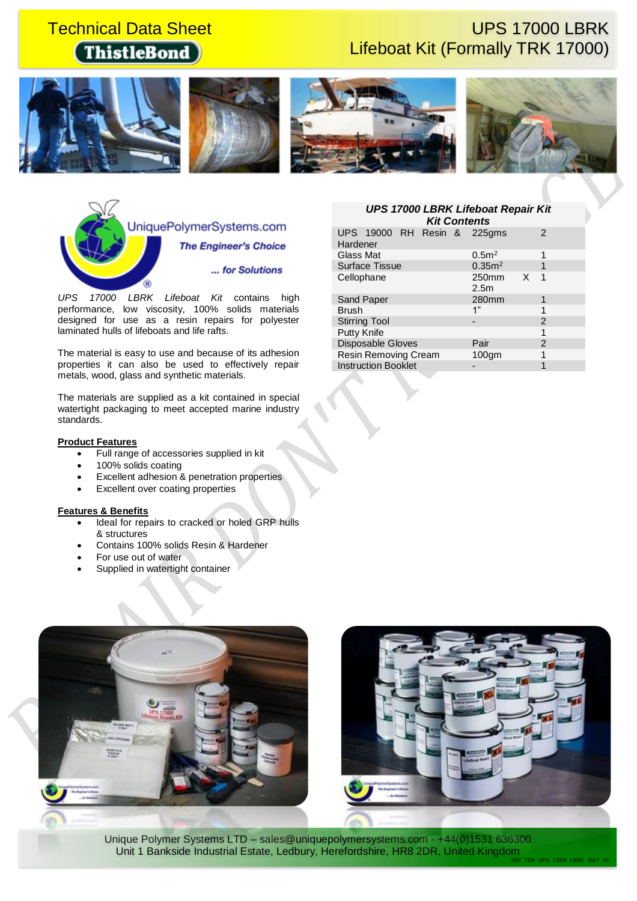# Technical Data Sheet

**ThistleBond**

## UPS 17000 LBRK Lifeboat Kit (Formally TRK 17000)

UniquePolymerSystems.com

*The Engineer's Choice*

*... for Solutions*

*UPS 17000 LBRK Lifeboat Kit* contains high performance, low viscosity, 100% solids materials designed for use as a resin repairs for polyester laminated hulls of lifeboats and life rafts.

The material is easy to use and because of its adhesion properties it can also be used to effectively repair metals, wood, glass and synthetic materials.

The materials are supplied as a kit contained in special watertight packaging to meet accepted marine industry standards.

**Product Features**

- Full range of accessories supplied in kit
- 100% solids coating
- Excellent adhesion & penetration properties
- Excellent over coating properties

**Features & Benefits**

- Ideal for repairs to cracked or holed GRP hulls & structures
- Contains 100% solids Resin & Hardener
- For use out of water
- Supplied in watertight container

| ***UPS 17000 LBRK Lifeboat Repair Kit Kit Contents*** | | |
|---|---|---|
| UPS 19000 RH Resin & Hardener | 225gms | 2 |
| Glass Mat | $0.5m^2$ | 1 |
| Surface Tissue | $0.35m^2$ | 1 |
| Cellophane | 250mm X 2.5m | 1 |
| Sand Paper | 280mm | 1 |
| Brush | 1" | 1 |
| Stirring Tool | - | 2 |
| Putty Knife | | 1 |
| Disposable Gloves | Pair | 2 |
| Resin Removing Cream | 100gm | 1 |
| Instruction Booklet | - | 1 |

Unique Polymer Systems LTD – sales@uniquepolymersystems.com - +44(0)1531 636300
Unit 1 Bankside Industrial Estate, Ledbury, Herefordshire, HR8 2DR, United Kingdom

REF TDS UPS 17000 LBRK 2017 V3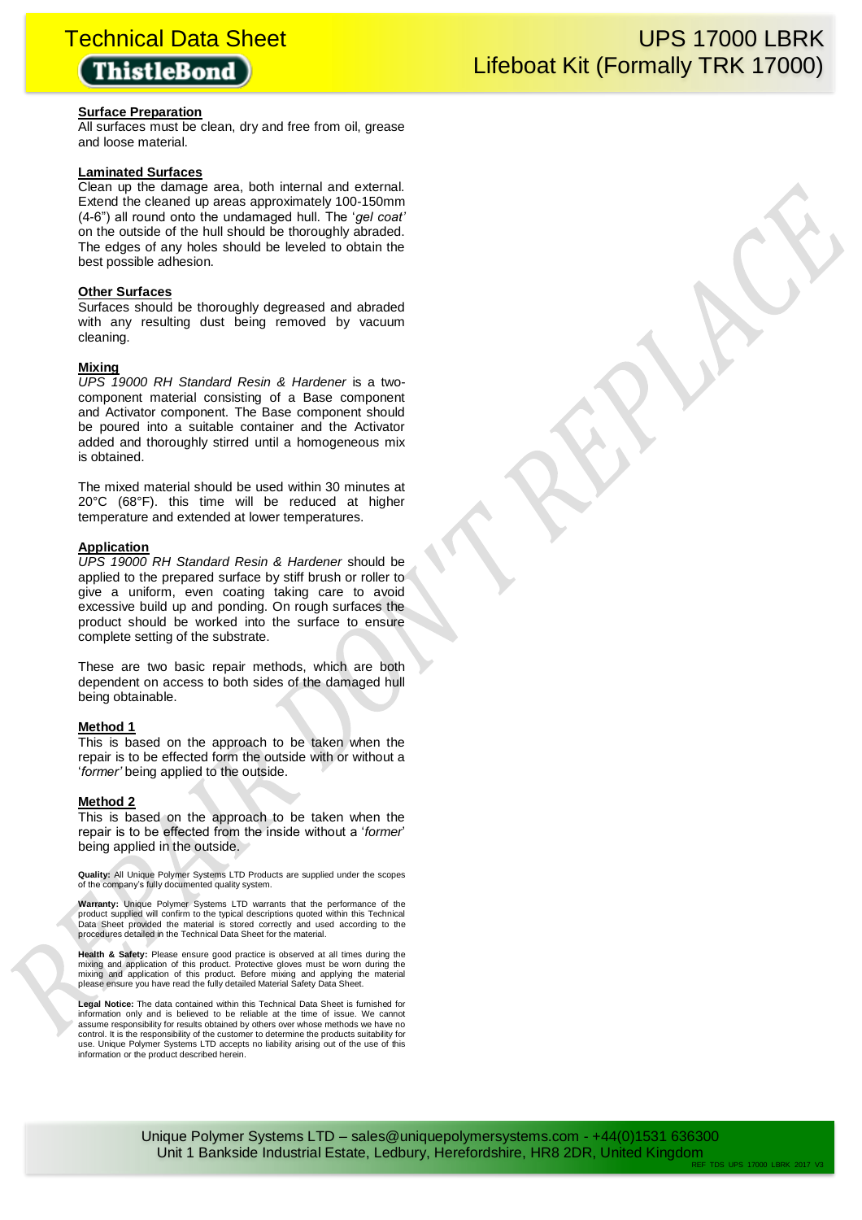## Surface Preparation

All surfaces must be clean, dry and free from oil, grease and loose material.

## Laminated Surfaces

Clean up the damage area, both internal and external. Extend the cleaned up areas approximately 100-150mm (4-6") all round onto the undamaged hull. The '*gel coat'* on the outside of the hull should be thoroughly abraded. The edges of any holes should be leveled to obtain the best possible adhesion.

## Other Surfaces

Surfaces should be thoroughly degreased and abraded with any resulting dust being removed by vacuum cleaning.

## Mixing

*UPS 19000 RH Standard Resin & Hardener* is a two-component material consisting of a Base component and Activator component. The Base component should be poured into a suitable container and the Activator added and thoroughly stirred until a homogeneous mix is obtained.

The mixed material should be used within 30 minutes at 20°C (68°F). this time will be reduced at higher temperature and extended at lower temperatures.

## Application

*UPS 19000 RH Standard Resin & Hardener* should be applied to the prepared surface by stiff brush or roller to give a uniform, even coating taking care to avoid excessive build up and ponding. On rough surfaces the product should be worked into the surface to ensure complete setting of the substrate.

These are two basic repair methods, which are both dependent on access to both sides of the damaged hull being obtainable.

## Method 1

This is based on the approach to be taken when the repair is to be effected form the outside with or without a '*former'* being applied to the outside.

## Method 2

This is based on the approach to be taken when the repair is to be effected from the inside without a '*former*' being applied in the outside.

**Quality:** All Unique Polymer Systems LTD Products are supplied under the scopes of the company's fully documented quality system.

**Warranty:** Unique Polymer Systems LTD warrants that the performance of the product supplied will confirm to the typical descriptions quoted within this Technical Data Sheet provided the material is stored correctly and used according to the procedures detailed in the Technical Data Sheet for the material.

**Health & Safety:** Please ensure good practice is observed at all times during the mixing and application of this product. Protective gloves must be worn during the mixing and application of this product. Before mixing and applying the material please ensure you have read the fully detailed Material Safety Data Sheet.

**Legal Notice:** The data contained within this Technical Data Sheet is furnished for information only and is believed to be reliable at the time of issue. We cannot assume responsibility for results obtained by others over whose methods we have no control. It is the responsibility of the customer to determine the products suitability for use. Unique Polymer Systems LTD accepts no liability arising out of the use of this information or the product described herein.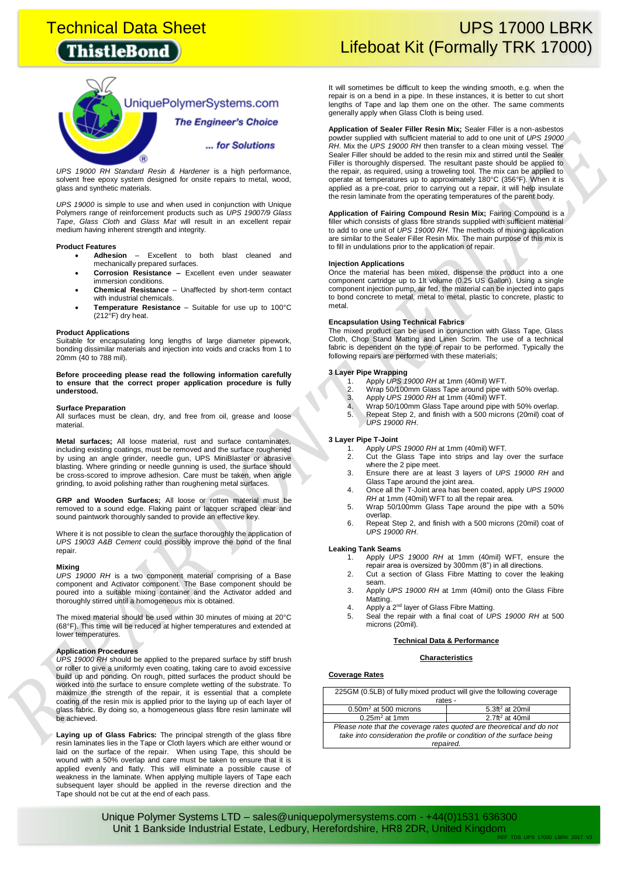# Technical Data Sheet

# UPS 17000 LBRK Lifeboat Kit (Formally TRK 17000)

UniquePolymerSystems.com

The Engineer's Choice

... for Solutions

*UPS 19000 RH Standard Resin & Hardener* is a high performance, solvent free epoxy system designed for onsite repairs to metal, wood, glass and synthetic materials.

*UPS 19000* is simple to use and when used in conjunction with Unique Polymers range of reinforcement products such as *UPS 19007/9 Glass Tape*, *Glass Cloth* and *Glass Mat* will result in an excellent repair medium having inherent strength and integrity.

### Product Features

- **Adhesion** – Excellent to both blast cleaned and mechanically prepared surfaces.
- **Corrosion Resistance –** Excellent even under seawater immersion conditions.
- **Chemical Resistance** – Unaffected by short-term contact with industrial chemicals.
- **Temperature Resistance** – Suitable for use up to 100°C (212°F) dry heat.

### Product Applications

Suitable for encapsulating long lengths of large diameter pipework, bonding dissimilar materials and injection into voids and cracks from 1 to 20mm (40 to 788 mil).

**Before proceeding please read the following information carefully to ensure that the correct proper application procedure is fully understood.**

### Surface Preparation

All surfaces must be clean, dry, and free from oil, grease and loose material.

**Metal surfaces;** All loose material, rust and surface contaminates, including existing coatings, must be removed and the surface roughened by using an angle grinder, needle gun, UPS MiniBlaster or abrasive blasting. Where grinding or needle gunning is used, the surface should be cross-scored to improve adhesion. Care must be taken, when angle grinding, to avoid polishing rather than roughening metal surfaces.

**GRP and Wooden Surfaces;** All loose or rotten material must be removed to a sound edge. Flaking paint or lacquer scraped clear and sound paintwork thoroughly sanded to provide an effective key.

Where it is not possible to clean the surface thoroughly the application of *UPS 19003 A&B Cement* could possibly improve the bond of the final repair.

### Mixing

*UPS 19000 RH* is a two component material comprising of a Base component and Activator component. The Base component should be poured into a suitable mixing container and the Activator added and thoroughly stirred until a homogeneous mix is obtained.

The mixed material should be used within 30 minutes of mixing at 20°C (68°F). This time will be reduced at higher temperatures and extended at lower temperatures.

### Application Procedures

*UPS 19000 RH* should be applied to the prepared surface by stiff brush or roller to give a uniformly even coating, taking care to avoid excessive build up and ponding. On rough, pitted surfaces the product should be worked into the surface to ensure complete wetting of the substrate. To maximize the strength of the repair, it is essential that a complete coating of the resin mix is applied prior to the laying up of each layer of glass fabric. By doing so, a homogeneous glass fibre resin laminate will be achieved.

**Laying up of Glass Fabrics:** The principal strength of the glass fibre resin laminates lies in the Tape or Cloth layers which are either wound or laid on the surface of the repair. When using Tape, this should be wound with a 50% overlap and care must be taken to ensure that it is applied evenly and flatly. This will eliminate a possible cause of weakness in the laminate. When applying multiple layers of Tape each subsequent layer should be applied in the reverse direction and the Tape should not be cut at the end of each pass.

It will sometimes be difficult to keep the winding smooth, e.g. when the repair is on a bend in a pipe. In these instances, it is better to cut short lengths of Tape and lap them one on the other. The same comments generally apply when Glass Cloth is being used.

**Application of Sealer Filler Resin Mix;** Sealer Filler is a non-asbestos powder supplied with sufficient material to add to one unit of *UPS 19000 RH*. Mix the *UPS 19000 RH* then transfer to a clean mixing vessel. The Sealer Filler should be added to the resin mix and stirred until the Sealer Filler is thoroughly dispersed. The resultant paste should be applied to the repair, as required, using a troweling tool. The mix can be applied to operate at temperatures up to approximately 180°C (356°F). When it is applied as a pre-coat, prior to carrying out a repair, it will help insulate the resin laminate from the operating temperatures of the parent body.

**Application of Fairing Compound Resin Mix;** Fairing Compound is a filler which consists of glass fibre strands supplied with sufficient material to add to one unit of *UPS 19000 RH*. The methods of mixing application are similar to the Sealer Filler Resin Mix. The main purpose of this mix is to fill in undulations prior to the application of repair.

### Injection Applications

Once the material has been mixed, dispense the product into a one component cartridge up to 1lt volume (0.25 US Gallon). Using a single component injection pump, air fed, the material can be injected into gaps to bond concrete to metal, metal to metal, plastic to concrete, plastic to metal.

### Encapsulation Using Technical Fabrics

The mixed product can be used in conjunction with Glass Tape, Glass Cloth, Chop Stand Matting and Linen Scrim. The use of a technical fabric is dependent on the type of repair to be performed. Typically the following repairs are performed with these materials;

### 3 Layer Pipe Wrapping

1. Apply *UPS 19000 RH* at 1mm (40mil) WFT.
2. Wrap 50/100mm Glass Tape around pipe with 50% overlap.
3. Apply *UPS 19000 RH* at 1mm (40mil) WFT.
4. Wrap 50/100mm Glass Tape around pipe with 50% overlap.
5. Repeat Step 2, and finish with a 500 microns (20mil) coat of *UPS 19000 RH*.

### 3 Layer Pipe T-Joint

1. Apply *UPS 19000 RH* at 1mm (40mil) WFT.
2. Cut the Glass Tape into strips and lay over the surface where the 2 pipe meet.
3. Ensure there are at least 3 layers of *UPS 19000 RH* and Glass Tape around the joint area.
4. Once all the T-Joint area has been coated, apply *UPS 19000 RH* at 1mm (40mil) WFT to all the repair area.
5. Wrap 50/100mm Glass Tape around the pipe with a 50% overlap.
6. Repeat Step 2, and finish with a 500 microns (20mil) coat of *UPS 19000 RH*.

### Leaking Tank Seams

1. Apply *UPS 19000 RH* at 1mm (40mil) WFT, ensure the repair area is oversized by 300mm (8") in all directions.
2. Cut a section of Glass Fibre Matting to cover the leaking seam.
3. Apply *UPS 19000 RH* at 1mm (40mil) onto the Glass Fibre Matting.
4. Apply a 2nd layer of Glass Fibre Matting.
5. Seal the repair with a final coat of *UPS 19000 RH* at 500 microns (20mil).

**Technical Data & Performance**

**Characteristics**

**Coverage Rates**

| 225GM (0.5LB) of fully mixed product will give the following coverage rates - | |
|---|---|
| $0.50m^2$ at 500 microns | $5.3ft^2$ at 20mil |
| $0.25m^2$ at 1mm | $2.7ft^2$ at 40mil |
| *Please note that the coverage rates quoted are theoretical and do not take into consideration the profile or condition of the surface being repaired.* | |

Unique Polymer Systems LTD – sales@uniquepolymersystems.com - +44(0)1531 636300
Unit 1 Bankside Industrial Estate, Ledbury, Herefordshire, HR8 2DR, United Kingdom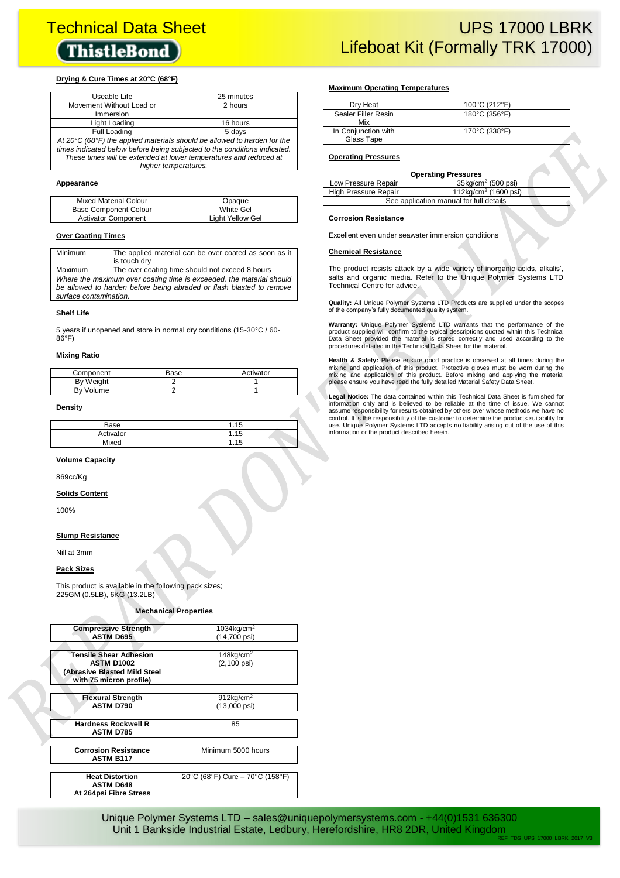# Technical Data Sheet

**ThistleBond**

# UPS 17000 LBRK Lifeboat Kit (Formally TRK 17000)

### Drying & Cure Times at 20°C (68°F)

| | |
|---|---|
| Useable Life | 25 minutes |
| Movement Without Load or Immersion | 2 hours |
| Light Loading | 16 hours |
| Full Loading | 5 days |
| *At 20°C (68°F) the applied materials should be allowed to harden for the times indicated below before being subjected to the conditions indicated. These times will be extended at lower temperatures and reduced at higher temperatures.* | |

### Appearance

| | |
|---|---|
| Mixed Material Colour | Opaque |
| Base Component Colour | White Gel |
| Activator Component | Light Yellow Gel |

### Over Coating Times

| | |
|---|---|
| Minimum | The applied material can be over coated as soon as it is touch dry |
| Maximum | The over coating time should not exceed 8 hours |
| *Where the maximum over coating time is exceeded, the material should be allowed to harden before being abraded or flash blasted to remove surface contamination.* | |

### Shelf Life

5 years if unopened and store in normal dry conditions (15-30°C / 60-86°F)

### Mixing Ratio

| Component | Base | Activator |
|---|---|---|
| By Weight | 2 | 1 |
| By Volume | 2 | 1 |

### Density

| | |
|---|---|
| Base | 1.15 |
| Activator | 1.15 |
| Mixed | 1.15 |

### Volume Capacity

869cc/Kg

### Solids Content

100%

### Slump Resistance

Nill at 3mm

### Pack Sizes

This product is available in the following pack sizes;
225GM (0.5LB), 6KG (13.2LB)

### Mechanical Properties

| | |
|---|---|
| **Compressive Strength ASTM D695** | 1034kg/cm$^2$ (14,700 psi) |
| **Tensile Shear Adhesion ASTM D1002 (Abrasive Blasted Mild Steel with 75 micron profile)** | 148kg/cm$^2$ (2,100 psi) |
| **Flexural Strength ASTM D790** | 912kg/cm$^2$ (13,000 psi) |
| **Hardness Rockwell R ASTM D785** | 85 |
| **Corrosion Resistance ASTM B117** | Minimum 5000 hours |
| **Heat Distortion ASTM D648 At 264psi Fibre Stress** | 20°C (68°F) Cure – 70°C (158°F) |

### Maximum Operating Temperatures

| | |
|---|---|
| Dry Heat | 100°C (212°F) |
| Sealer Filler Resin Mix | 180°C (356°F) |
| In Conjunction with Glass Tape | 170°C (338°F) |

### Operating Pressures

| Operating Pressures | |
|---|---|
| Low Pressure Repair | 35kg/cm$^2$ (500 psi) |
| High Pressure Repair | 112kg/cm$^2$ (1600 psi) |
| See application manual for full details | |

### Corrosion Resistance

Excellent even under seawater immersion conditions

### Chemical Resistance

The product resists attack by a wide variety of inorganic acids, alkalis', salts and organic media. Refer to the Unique Polymer Systems LTD Technical Centre for advice.

**Quality:** All Unique Polymer Systems LTD Products are supplied under the scopes of the company's fully documented quality system.

**Warranty:** Unique Polymer Systems LTD warrants that the performance of the product supplied will confirm to the typical descriptions quoted within this Technical Data Sheet provided the material is stored correctly and used according to the procedures detailed in the Technical Data Sheet for the material.

**Health & Safety:** Please ensure good practice is observed at all times during the mixing and application of this product. Protective gloves must be worn during the mixing and application of this product. Before mixing and applying the material please ensure you have read the fully detailed Material Safety Data Sheet.

**Legal Notice:** The data contained within this Technical Data Sheet is furnished for information only and is believed to be reliable at the time of issue. We cannot assume responsibility for results obtained by others over whose methods we have no control. It is the responsibility of the customer to determine the products suitability for use. Unique Polymer Systems LTD accepts no liability arising out of the use of this information or the product described herein.

REPAIR DON'T REPLACE

Unique Polymer Systems LTD – sales@uniquepolymersystems.com - +44(0)1531 636300
Unit 1 Bankside Industrial Estate, Ledbury, Herefordshire, HR8 2DR, United Kingdom

REF TDS UPS 17000 LBRK 2017 V3